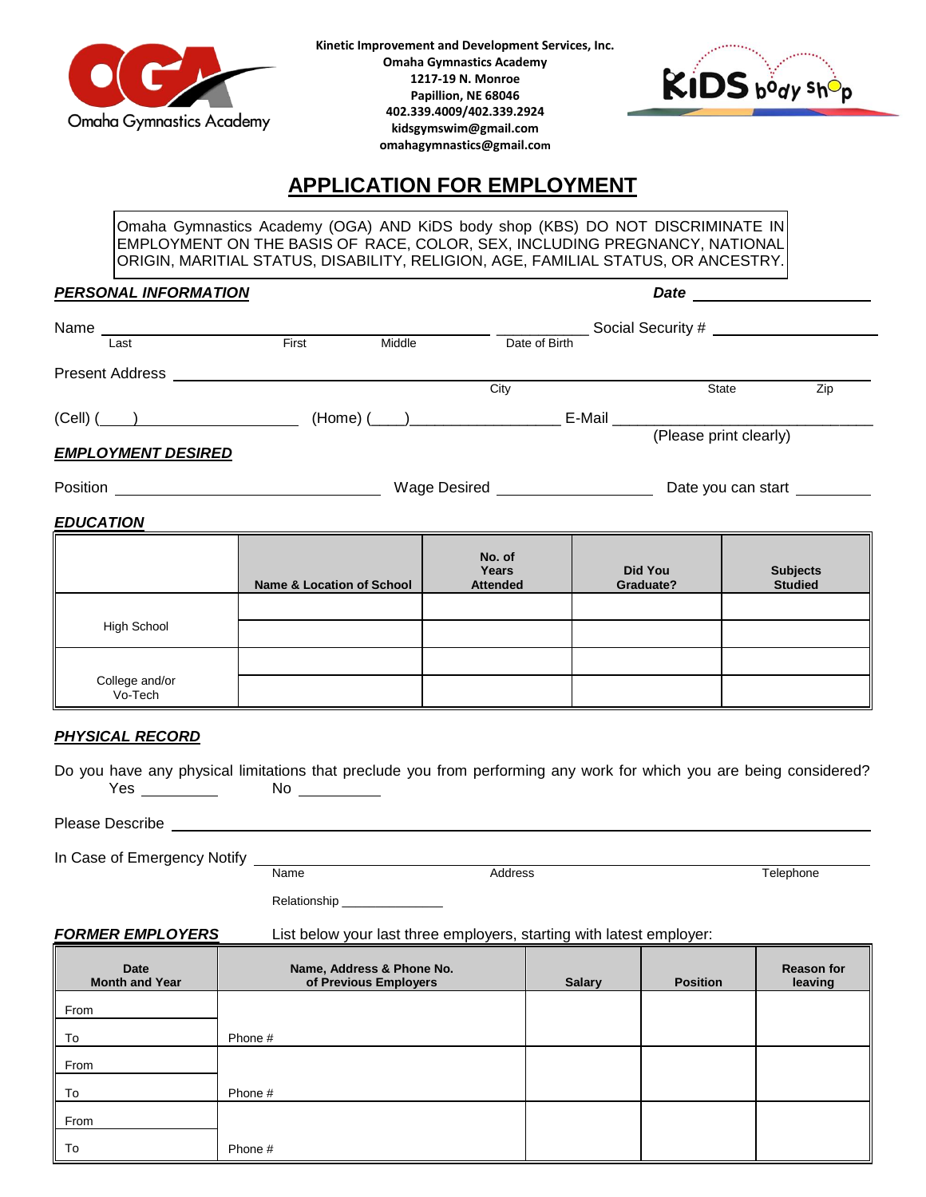Kinetic Improvement and Development Services, Inc.
Omaha Gymnastics Academy
1217-19 N. Monroe
Papillion, NE 68046
402.339.4009/402.339.2924
kidsgymswim@gmail.com
omahagymnastics@gmail.com

# APPLICATION FOR EMPLOYMENT

Omaha Gymnastics Academy (OGA) AND KiDS body shop (KBS) DO NOT DISCRIMINATE IN EMPLOYMENT ON THE BASIS OF RACE, COLOR, SEX, INCLUDING PREGNANCY, NATIONAL ORIGIN, MARITIAL STATUS, DISABILITY, RELIGION, AGE, FAMILIAL STATUS, OR ANCESTRY.

***PERSONAL INFORMATION*** **Date** ____________________

Name ______________________________________________ ____________ Social Security # ____________________
Last First Middle Date of Birth

Present Address ____________________________________________________________________________
City State Zip

(Cell) (____) __________________ (Home) (____)__________________ E-Mail ______________________________
(Please print clearly)

***EMPLOYMENT DESIRED***

Position ______________________________ Wage Desired __________________ Date you can start _________

***EDUCATION***

| | Name & Location of School | No. of Years Attended | Did You Graduate? | Subjects Studied |
|---|---|---|---|---|
| High School | | | | |
| | | | | |
| College and/or Vo-Tech | | | | |
| | | | | |

***PHYSICAL RECORD***

Do you have any physical limitations that preclude you from performing any work for which you are being considered? Yes _________ No __________

Please Describe ____________________________________________________________________________

In Case of Emergency Notify ____________________________________________________________________
Name Address Telephone

Relationship ______________

***FORMER EMPLOYERS*** List below your last three employers, starting with latest employer:

| Date Month and Year | Name, Address & Phone No. of Previous Employers | Salary | Position | Reason for leaving |
|---|---|---|---|---|
| From<br>To | Phone # | | | |
| From<br>To | Phone # | | | |
| From<br>To | Phone # | | | |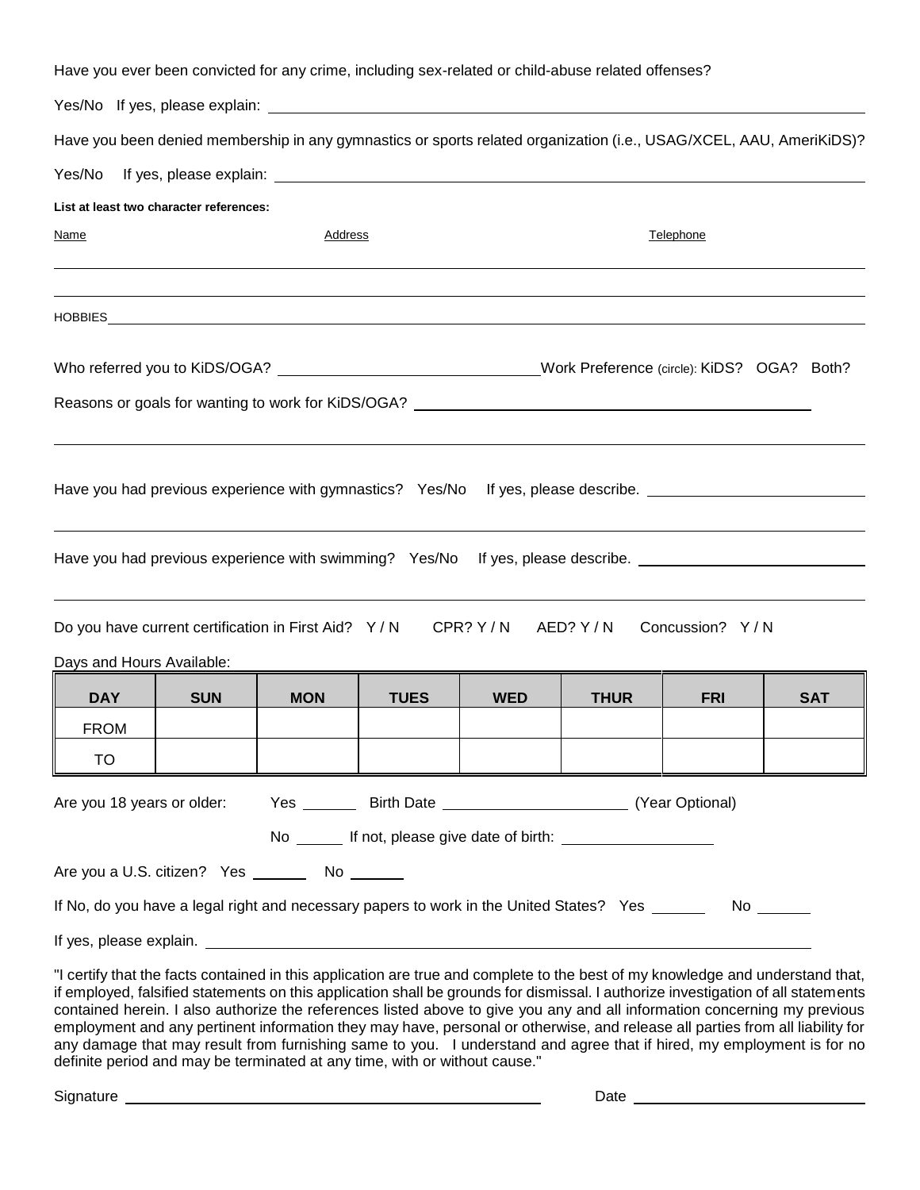Have you ever been convicted for any crime, including sex-related or child-abuse related offenses?

Yes/No If yes, please explain: ____________________

Have you been denied membership in any gymnastics or sports related organization (i.e., USAG/XCEL, AAU, AmeriKiDS)?

Yes/No If yes, please explain: ____________________

**List at least two character references:**

| Name | Address | Telephone |
|---|---|---|
| | | |
| | | |

HOBBIES ____________________

Who referred you to KiDS/OGA? ____________________ Work Preference (circle): KiDS? OGA? Both?

Reasons or goals for wanting to work for KiDS/OGA? ____________________

Have you had previous experience with gymnastics? Yes/No If yes, please describe. ____________________

Have you had previous experience with swimming? Yes/No If yes, please describe. ____________________

Do you have current certification in First Aid? Y / N CPR? Y / N AED? Y / N Concussion? Y / N

Days and Hours Available:

| DAY | SUN | MON | TUES | WED | THUR | FRI | SAT |
|---|---|---|---|---|---|---|---|
| FROM | | | | | | | |
| TO | | | | | | | |

Are you 18 years or older: Yes ______ Birth Date ____________________ (Year Optional)

No ______ If not, please give date of birth: ____________________

Are you a U.S. citizen? Yes ______ No ______

If No, do you have a legal right and necessary papers to work in the United States? Yes ______ No ______

If yes, please explain. ____________________

"I certify that the facts contained in this application are true and complete to the best of my knowledge and understand that, if employed, falsified statements on this application shall be grounds for dismissal. I authorize investigation of all statements contained herein. I also authorize the references listed above to give you any and all information concerning my previous employment and any pertinent information they may have, personal or otherwise, and release all parties from all liability for any damage that may result from furnishing same to you. I understand and agree that if hired, my employment is for no definite period and may be terminated at any time, with or without cause."

Signature ____________________ Date ____________________